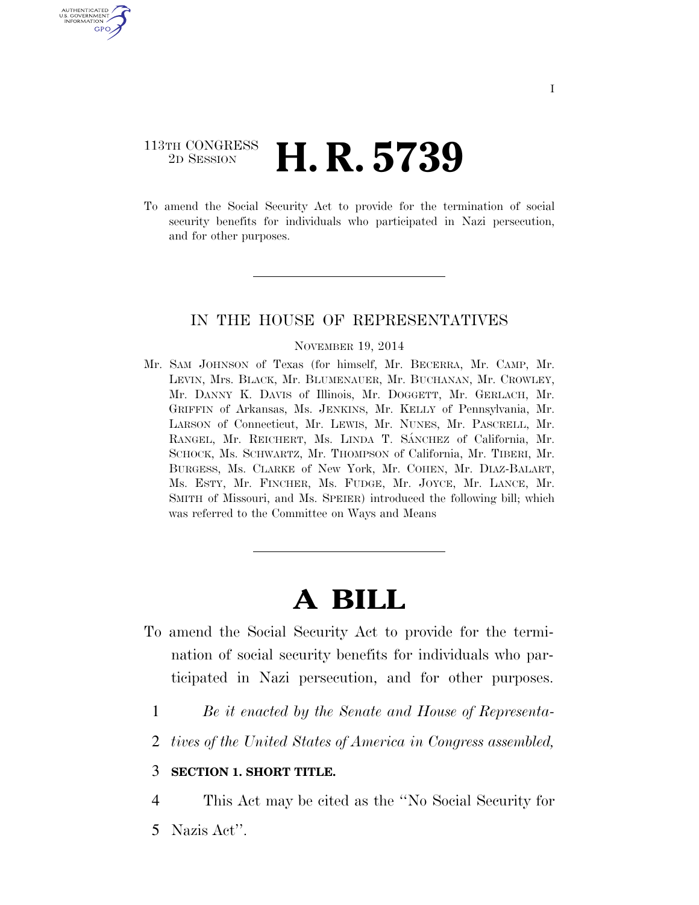113TH CONGRESS
2D SESSION

# H. R. 5739

To amend the Social Security Act to provide for the termination of social security benefits for individuals who participated in Nazi persecution, and for other purposes.

---

## IN THE HOUSE OF REPRESENTATIVES

NOVEMBER 19, 2014

Mr. SAM JOHNSON of Texas (for himself, Mr. BECERRA, Mr. CAMP, Mr. LEVIN, Mrs. BLACK, Mr. BLUMENAUER, Mr. BUCHANAN, Mr. CROWLEY, Mr. DANNY K. DAVIS of Illinois, Mr. DOGGETT, Mr. GERLACH, Mr. GRIFFIN of Arkansas, Ms. JENKINS, Mr. KELLY of Pennsylvania, Mr. LARSON of Connecticut, Mr. LEWIS, Mr. NUNES, Mr. PASCRELL, Mr. RANGEL, Mr. REICHERT, Ms. LINDA T. SÁNCHEZ of California, Mr. SCHOCK, Ms. SCHWARTZ, Mr. THOMPSON of California, Mr. TIBERI, Mr. BURGESS, Ms. CLARKE of New York, Mr. COHEN, Mr. DIAZ-BALART, Ms. ESTY, Mr. FINCHER, Ms. FUDGE, Mr. JOYCE, Mr. LANCE, Mr. SMITH of Missouri, and Ms. SPEIER) introduced the following bill; which was referred to the Committee on Ways and Means

---

# A BILL

To amend the Social Security Act to provide for the termination of social security benefits for individuals who participated in Nazi persecution, and for other purposes.

1 *Be it enacted by the Senate and House of Representa-*
2 *tives of the United States of America in Congress assembled,*

3 **SECTION 1. SHORT TITLE.**

4 This Act may be cited as the "No Social Security for
5 Nazis Act".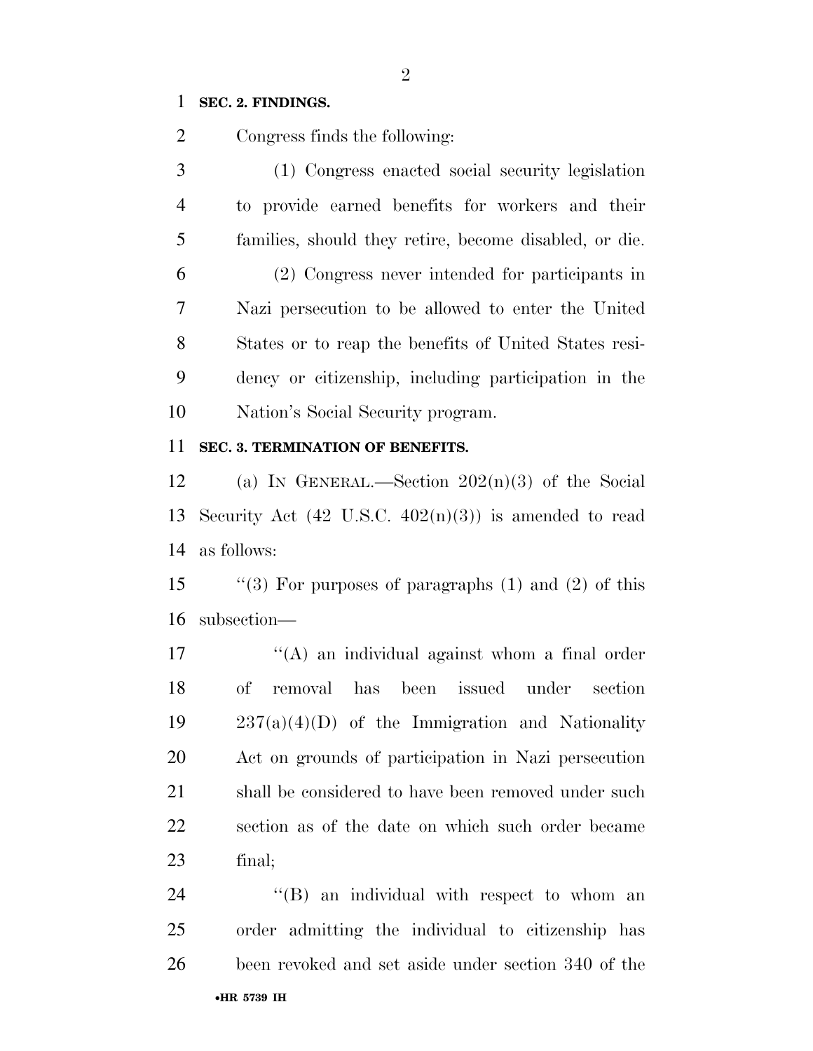**SEC. 2. FINDINGS.**

Congress finds the following:

(1) Congress enacted social security legislation to provide earned benefits for workers and their families, should they retire, become disabled, or die.

(2) Congress never intended for participants in Nazi persecution to be allowed to enter the United States or to reap the benefits of United States residency or citizenship, including participation in the Nation's Social Security program.

**SEC. 3. TERMINATION OF BENEFITS.**

(a) IN GENERAL.—Section 202(n)(3) of the Social Security Act (42 U.S.C. 402(n)(3)) is amended to read as follows:

''(3) For purposes of paragraphs (1) and (2) of this subsection—

''(A) an individual against whom a final order of removal has been issued under section 237(a)(4)(D) of the Immigration and Nationality Act on grounds of participation in Nazi persecution shall be considered to have been removed under such section as of the date on which such order became final;

''(B) an individual with respect to whom an order admitting the individual to citizenship has been revoked and set aside under section 340 of the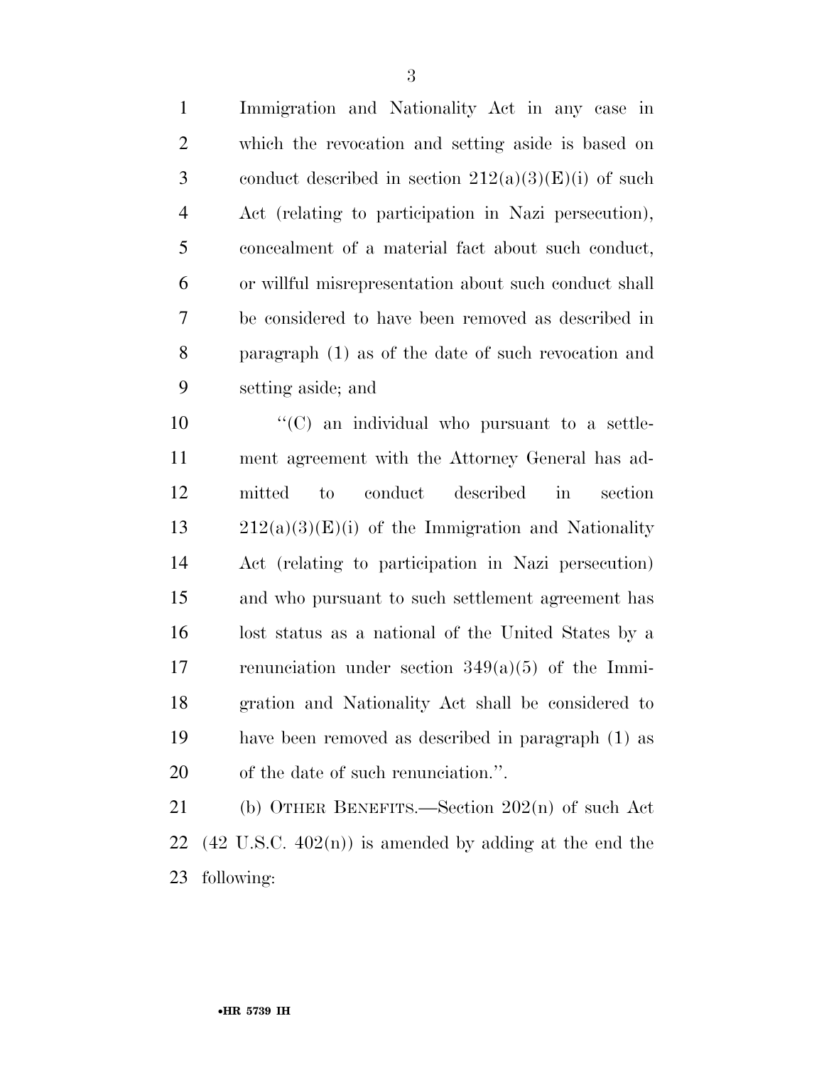Immigration and Nationality Act in any case in which the revocation and setting aside is based on conduct described in section 212(a)(3)(E)(i) of such Act (relating to participation in Nazi persecution), concealment of a material fact about such conduct, or willful misrepresentation about such conduct shall be considered to have been removed as described in paragraph (1) as of the date of such revocation and setting aside; and

"(C) an individual who pursuant to a settlement agreement with the Attorney General has admitted to conduct described in section 212(a)(3)(E)(i) of the Immigration and Nationality Act (relating to participation in Nazi persecution) and who pursuant to such settlement agreement has lost status as a national of the United States by a renunciation under section 349(a)(5) of the Immigration and Nationality Act shall be considered to have been removed as described in paragraph (1) as of the date of such renunciation.".

(b) OTHER BENEFITS.—Section 202(n) of such Act (42 U.S.C. 402(n)) is amended by adding at the end the following: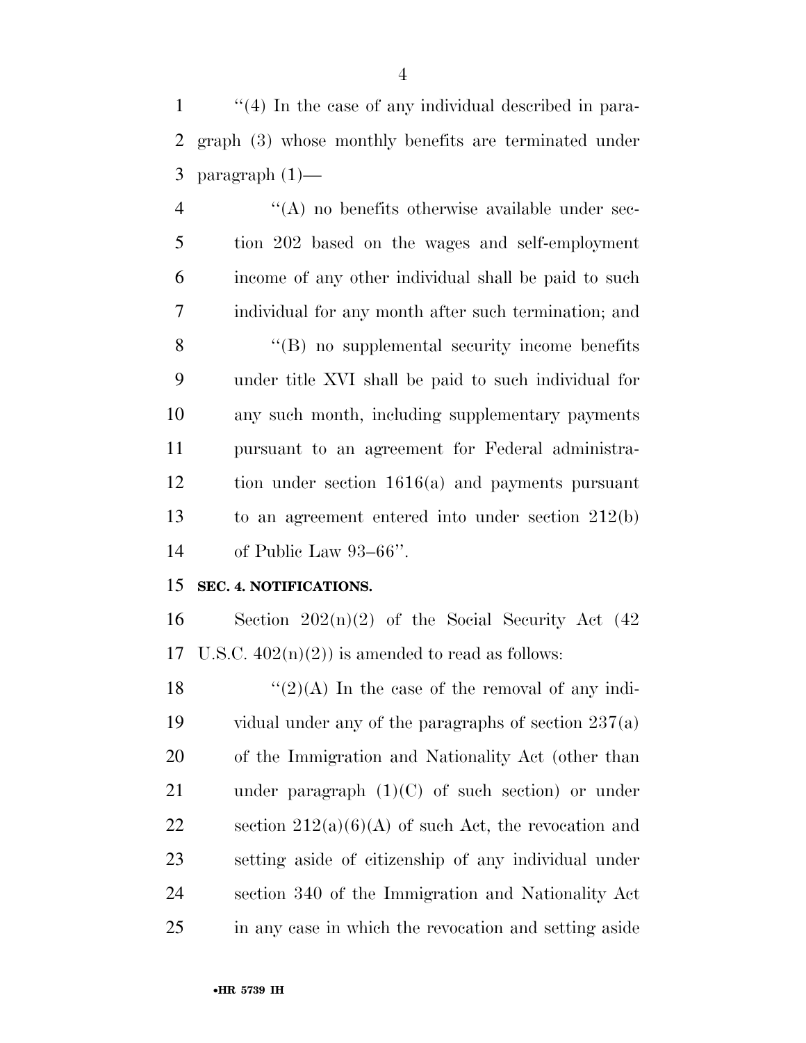''(4) In the case of any individual described in paragraph (3) whose monthly benefits are terminated under paragraph (1)—

''(A) no benefits otherwise available under section 202 based on the wages and self-employment income of any other individual shall be paid to such individual for any month after such termination; and

''(B) no supplemental security income benefits under title XVI shall be paid to such individual for any such month, including supplementary payments pursuant to an agreement for Federal administration under section 1616(a) and payments pursuant to an agreement entered into under section 212(b) of Public Law 93–66''.

**SEC. 4. NOTIFICATIONS.**

Section 202(n)(2) of the Social Security Act (42 U.S.C. 402(n)(2)) is amended to read as follows:

''(2)(A) In the case of the removal of any individual under any of the paragraphs of section 237(a) of the Immigration and Nationality Act (other than under paragraph (1)(C) of such section) or under section 212(a)(6)(A) of such Act, the revocation and setting aside of citizenship of any individual under section 340 of the Immigration and Nationality Act in any case in which the revocation and setting aside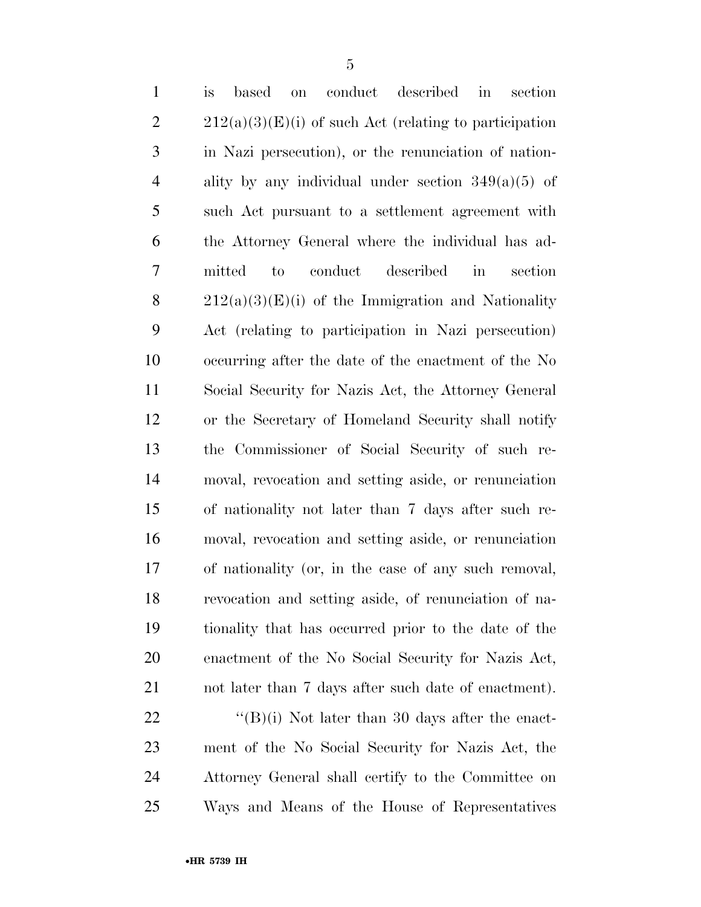is based on conduct described in section 212(a)(3)(E)(i) of such Act (relating to participation in Nazi persecution), or the renunciation of nationality by any individual under section 349(a)(5) of such Act pursuant to a settlement agreement with the Attorney General where the individual has admitted to conduct described in section 212(a)(3)(E)(i) of the Immigration and Nationality Act (relating to participation in Nazi persecution) occurring after the date of the enactment of the No Social Security for Nazis Act, the Attorney General or the Secretary of Homeland Security shall notify the Commissioner of Social Security of such removal, revocation and setting aside, or renunciation of nationality not later than 7 days after such removal, revocation and setting aside, or renunciation of nationality (or, in the case of any such removal, revocation and setting aside, of renunciation of nationality that has occurred prior to the date of the enactment of the No Social Security for Nazis Act, not later than 7 days after such date of enactment).

''(B)(i) Not later than 30 days after the enactment of the No Social Security for Nazis Act, the Attorney General shall certify to the Committee on Ways and Means of the House of Representatives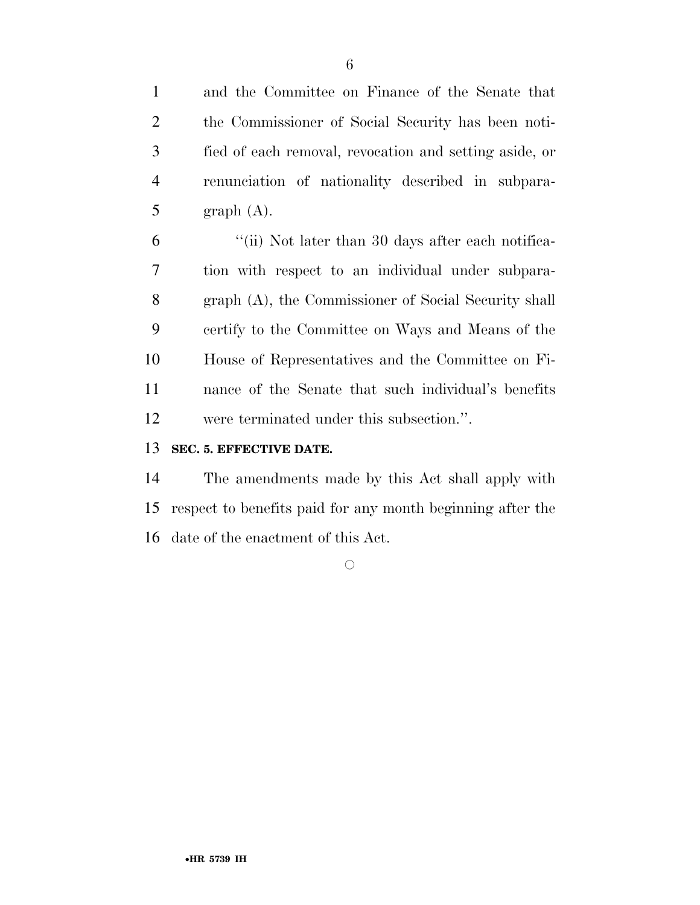and the Committee on Finance of the Senate that the Commissioner of Social Security has been notified of each removal, revocation and setting aside, or renunciation of nationality described in subparagraph (A).

"(ii) Not later than 30 days after each notification with respect to an individual under subparagraph (A), the Commissioner of Social Security shall certify to the Committee on Ways and Means of the House of Representatives and the Committee on Finance of the Senate that such individual's benefits were terminated under this subsection.".

**SEC. 5. EFFECTIVE DATE.**

The amendments made by this Act shall apply with respect to benefits paid for any month beginning after the date of the enactment of this Act.

○